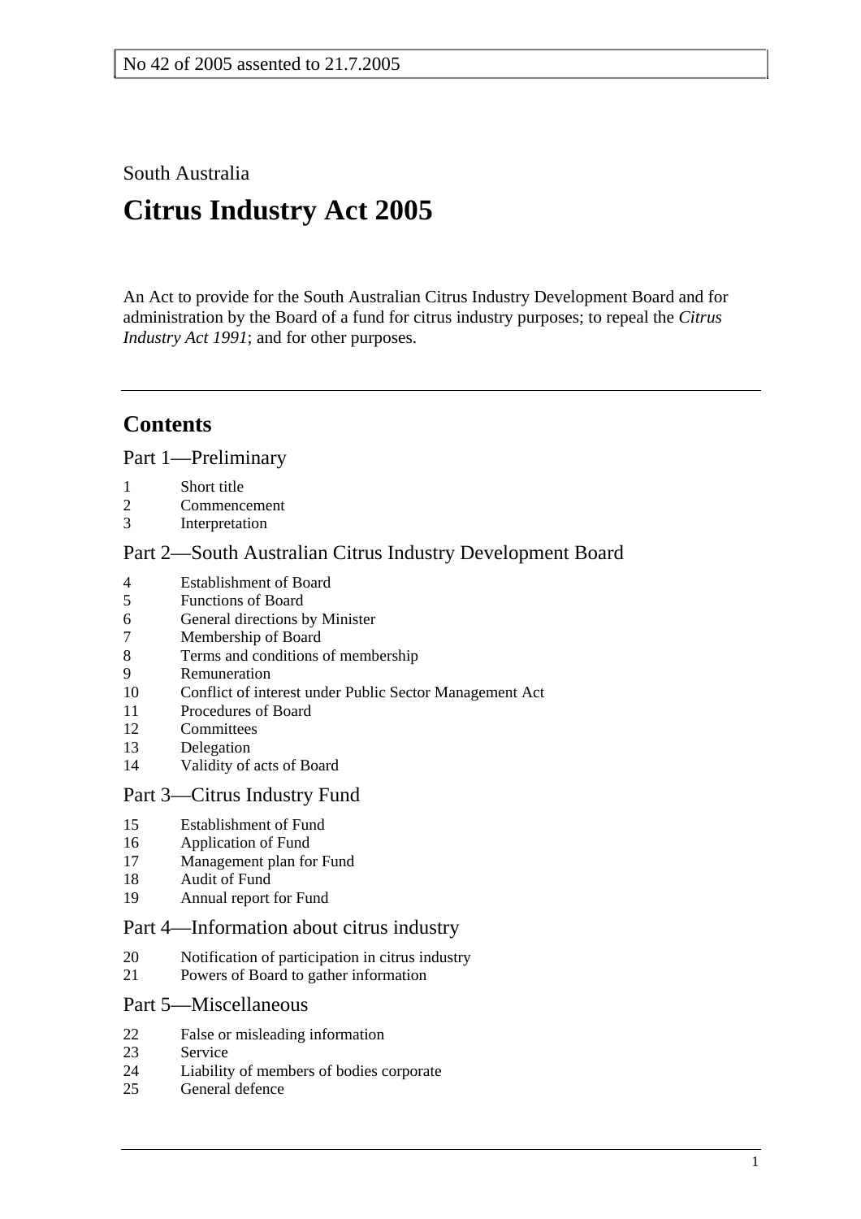No 42 of 2005 assented to 21.7.2005

South Australia

# Citrus Industry Act 2005

An Act to provide for the South Australian Citrus Industry Development Board and for administration by the Board of a fund for citrus industry purposes; to repeal the *Citrus Industry Act 1991*; and for other purposes.

## Contents

### Part 1—Preliminary

1 Short title
2 Commencement
3 Interpretation

### Part 2—South Australian Citrus Industry Development Board

4 Establishment of Board
5 Functions of Board
6 General directions by Minister
7 Membership of Board
8 Terms and conditions of membership
9 Remuneration
10 Conflict of interest under Public Sector Management Act
11 Procedures of Board
12 Committees
13 Delegation
14 Validity of acts of Board

### Part 3—Citrus Industry Fund

15 Establishment of Fund
16 Application of Fund
17 Management plan for Fund
18 Audit of Fund
19 Annual report for Fund

### Part 4—Information about citrus industry

20 Notification of participation in citrus industry
21 Powers of Board to gather information

### Part 5—Miscellaneous

22 False or misleading information
23 Service
24 Liability of members of bodies corporate
25 General defence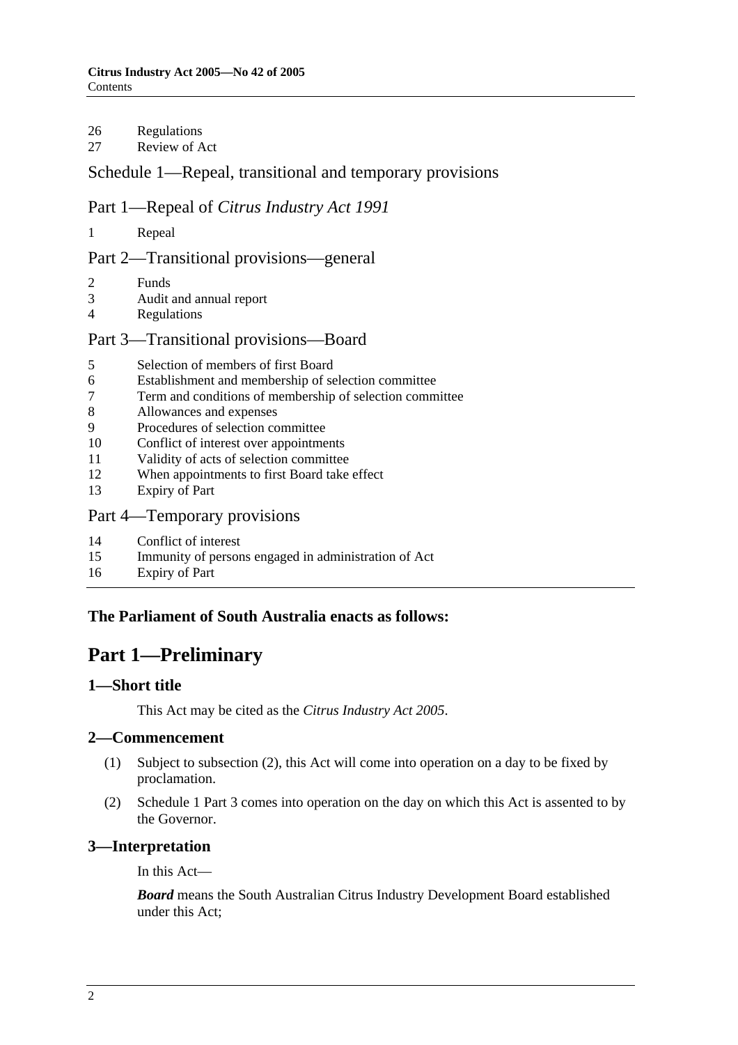26 Regulations
27 Review of Act

## Schedule 1—Repeal, transitional and temporary provisions

### Part 1—Repeal of *Citrus Industry Act 1991*

1 Repeal

### Part 2—Transitional provisions—general

2 Funds
3 Audit and annual report
4 Regulations

### Part 3—Transitional provisions—Board

5 Selection of members of first Board
6 Establishment and membership of selection committee
7 Term and conditions of membership of selection committee
8 Allowances and expenses
9 Procedures of selection committee
10 Conflict of interest over appointments
11 Validity of acts of selection committee
12 When appointments to first Board take effect
13 Expiry of Part

### Part 4—Temporary provisions

14 Conflict of interest
15 Immunity of persons engaged in administration of Act
16 Expiry of Part

---

**The Parliament of South Australia enacts as follows:**

# Part 1—Preliminary

## 1—Short title

This Act may be cited as the *Citrus Industry Act 2005*.

## 2—Commencement

(1) Subject to subsection (2), this Act will come into operation on a day to be fixed by proclamation.

(2) Schedule 1 Part 3 comes into operation on the day on which this Act is assented to by the Governor.

## 3—Interpretation

In this Act—

***Board*** means the South Australian Citrus Industry Development Board established under this Act;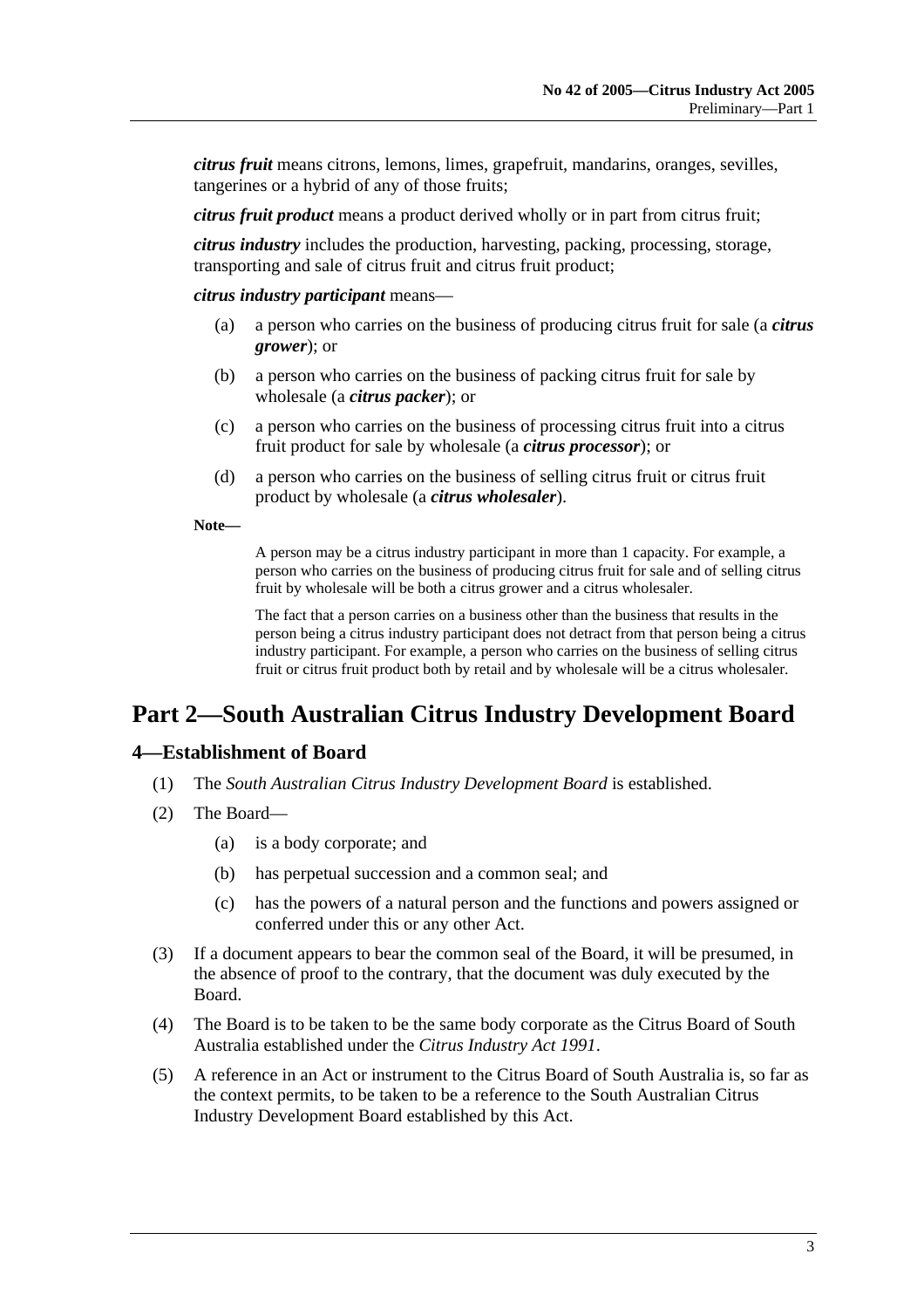***citrus fruit*** means citrons, lemons, limes, grapefruit, mandarins, oranges, sevilles, tangerines or a hybrid of any of those fruits;

***citrus fruit product*** means a product derived wholly or in part from citrus fruit;

***citrus industry*** includes the production, harvesting, packing, processing, storage, transporting and sale of citrus fruit and citrus fruit product;

***citrus industry participant*** means—

(a) a person who carries on the business of producing citrus fruit for sale (a ***citrus grower***); or

(b) a person who carries on the business of packing citrus fruit for sale by wholesale (a ***citrus packer***); or

(c) a person who carries on the business of processing citrus fruit into a citrus fruit product for sale by wholesale (a ***citrus processor***); or

(d) a person who carries on the business of selling citrus fruit or citrus fruit product by wholesale (a ***citrus wholesaler***).

**Note—**

A person may be a citrus industry participant in more than 1 capacity. For example, a person who carries on the business of producing citrus fruit for sale and of selling citrus fruit by wholesale will be both a citrus grower and a citrus wholesaler.

The fact that a person carries on a business other than the business that results in the person being a citrus industry participant does not detract from that person being a citrus industry participant. For example, a person who carries on the business of selling citrus fruit or citrus fruit product both by retail and by wholesale will be a citrus wholesaler.

# Part 2—South Australian Citrus Industry Development Board

## 4—Establishment of Board

(1) The *South Australian Citrus Industry Development Board* is established.

(2) The Board—

(a) is a body corporate; and

(b) has perpetual succession and a common seal; and

(c) has the powers of a natural person and the functions and powers assigned or conferred under this or any other Act.

(3) If a document appears to bear the common seal of the Board, it will be presumed, in the absence of proof to the contrary, that the document was duly executed by the Board.

(4) The Board is to be taken to be the same body corporate as the Citrus Board of South Australia established under the *Citrus Industry Act 1991*.

(5) A reference in an Act or instrument to the Citrus Board of South Australia is, so far as the context permits, to be taken to be a reference to the South Australian Citrus Industry Development Board established by this Act.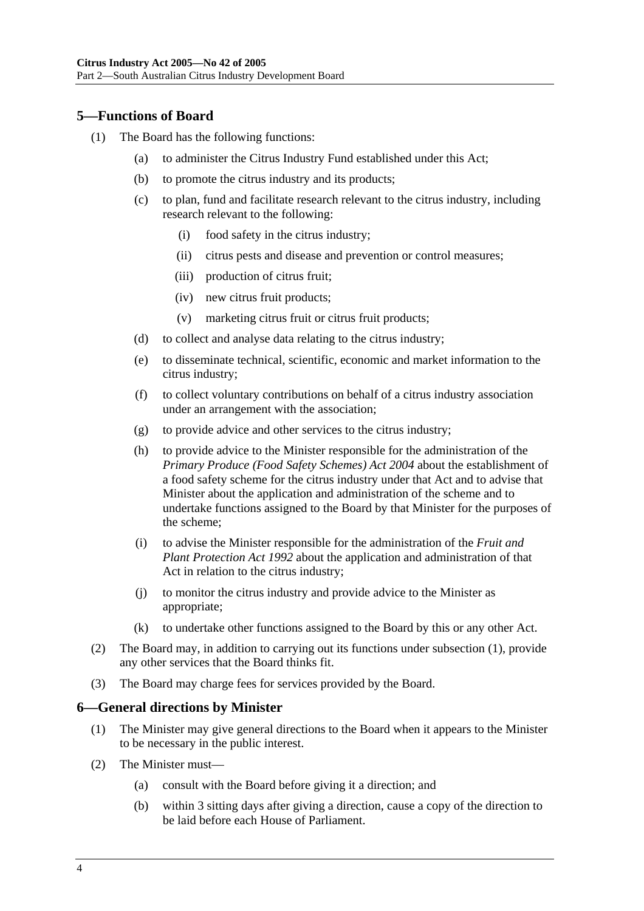## 5—Functions of Board

(1) The Board has the following functions:

(a) to administer the Citrus Industry Fund established under this Act;

(b) to promote the citrus industry and its products;

(c) to plan, fund and facilitate research relevant to the citrus industry, including research relevant to the following:

(i) food safety in the citrus industry;

(ii) citrus pests and disease and prevention or control measures;

(iii) production of citrus fruit;

(iv) new citrus fruit products;

(v) marketing citrus fruit or citrus fruit products;

(d) to collect and analyse data relating to the citrus industry;

(e) to disseminate technical, scientific, economic and market information to the citrus industry;

(f) to collect voluntary contributions on behalf of a citrus industry association under an arrangement with the association;

(g) to provide advice and other services to the citrus industry;

(h) to provide advice to the Minister responsible for the administration of the *Primary Produce (Food Safety Schemes) Act 2004* about the establishment of a food safety scheme for the citrus industry under that Act and to advise that Minister about the application and administration of the scheme and to undertake functions assigned to the Board by that Minister for the purposes of the scheme;

(i) to advise the Minister responsible for the administration of the *Fruit and Plant Protection Act 1992* about the application and administration of that Act in relation to the citrus industry;

(j) to monitor the citrus industry and provide advice to the Minister as appropriate;

(k) to undertake other functions assigned to the Board by this or any other Act.

(2) The Board may, in addition to carrying out its functions under subsection (1), provide any other services that the Board thinks fit.

(3) The Board may charge fees for services provided by the Board.

## 6—General directions by Minister

(1) The Minister may give general directions to the Board when it appears to the Minister to be necessary in the public interest.

(2) The Minister must—

(a) consult with the Board before giving it a direction; and

(b) within 3 sitting days after giving a direction, cause a copy of the direction to be laid before each House of Parliament.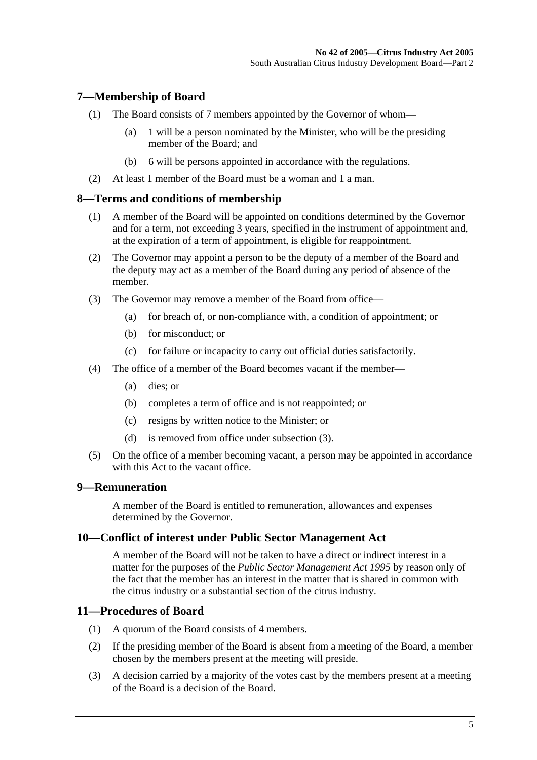## 7—Membership of Board

(1) The Board consists of 7 members appointed by the Governor of whom—

(a) 1 will be a person nominated by the Minister, who will be the presiding member of the Board; and

(b) 6 will be persons appointed in accordance with the regulations.

(2) At least 1 member of the Board must be a woman and 1 a man.

## 8—Terms and conditions of membership

(1) A member of the Board will be appointed on conditions determined by the Governor and for a term, not exceeding 3 years, specified in the instrument of appointment and, at the expiration of a term of appointment, is eligible for reappointment.

(2) The Governor may appoint a person to be the deputy of a member of the Board and the deputy may act as a member of the Board during any period of absence of the member.

(3) The Governor may remove a member of the Board from office—

(a) for breach of, or non-compliance with, a condition of appointment; or

(b) for misconduct; or

(c) for failure or incapacity to carry out official duties satisfactorily.

(4) The office of a member of the Board becomes vacant if the member—

(a) dies; or

(b) completes a term of office and is not reappointed; or

(c) resigns by written notice to the Minister; or

(d) is removed from office under subsection (3).

(5) On the office of a member becoming vacant, a person may be appointed in accordance with this Act to the vacant office.

## 9—Remuneration

A member of the Board is entitled to remuneration, allowances and expenses determined by the Governor.

## 10—Conflict of interest under Public Sector Management Act

A member of the Board will not be taken to have a direct or indirect interest in a matter for the purposes of the *Public Sector Management Act 1995* by reason only of the fact that the member has an interest in the matter that is shared in common with the citrus industry or a substantial section of the citrus industry.

## 11—Procedures of Board

(1) A quorum of the Board consists of 4 members.

(2) If the presiding member of the Board is absent from a meeting of the Board, a member chosen by the members present at the meeting will preside.

(3) A decision carried by a majority of the votes cast by the members present at a meeting of the Board is a decision of the Board.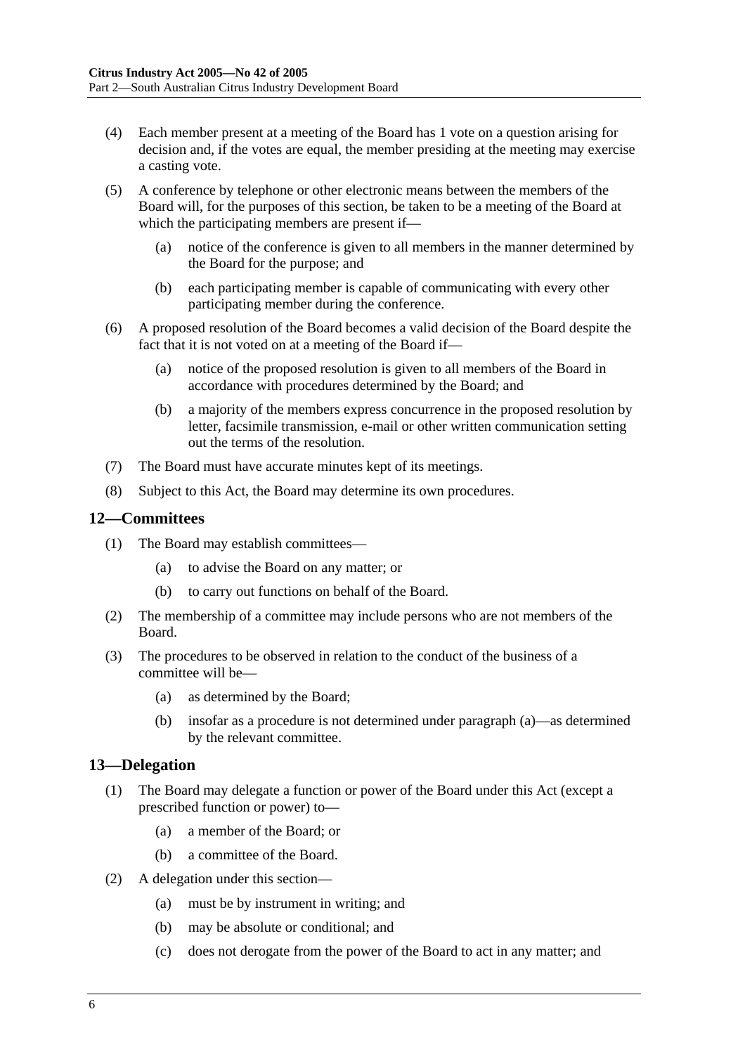(4) Each member present at a meeting of the Board has 1 vote on a question arising for decision and, if the votes are equal, the member presiding at the meeting may exercise a casting vote.

(5) A conference by telephone or other electronic means between the members of the Board will, for the purposes of this section, be taken to be a meeting of the Board at which the participating members are present if—

(a) notice of the conference is given to all members in the manner determined by the Board for the purpose; and

(b) each participating member is capable of communicating with every other participating member during the conference.

(6) A proposed resolution of the Board becomes a valid decision of the Board despite the fact that it is not voted on at a meeting of the Board if—

(a) notice of the proposed resolution is given to all members of the Board in accordance with procedures determined by the Board; and

(b) a majority of the members express concurrence in the proposed resolution by letter, facsimile transmission, e-mail or other written communication setting out the terms of the resolution.

(7) The Board must have accurate minutes kept of its meetings.

(8) Subject to this Act, the Board may determine its own procedures.

## 12—Committees

(1) The Board may establish committees—

(a) to advise the Board on any matter; or

(b) to carry out functions on behalf of the Board.

(2) The membership of a committee may include persons who are not members of the Board.

(3) The procedures to be observed in relation to the conduct of the business of a committee will be—

(a) as determined by the Board;

(b) insofar as a procedure is not determined under paragraph (a)—as determined by the relevant committee.

## 13—Delegation

(1) The Board may delegate a function or power of the Board under this Act (except a prescribed function or power) to—

(a) a member of the Board; or

(b) a committee of the Board.

(2) A delegation under this section—

(a) must be by instrument in writing; and

(b) may be absolute or conditional; and

(c) does not derogate from the power of the Board to act in any matter; and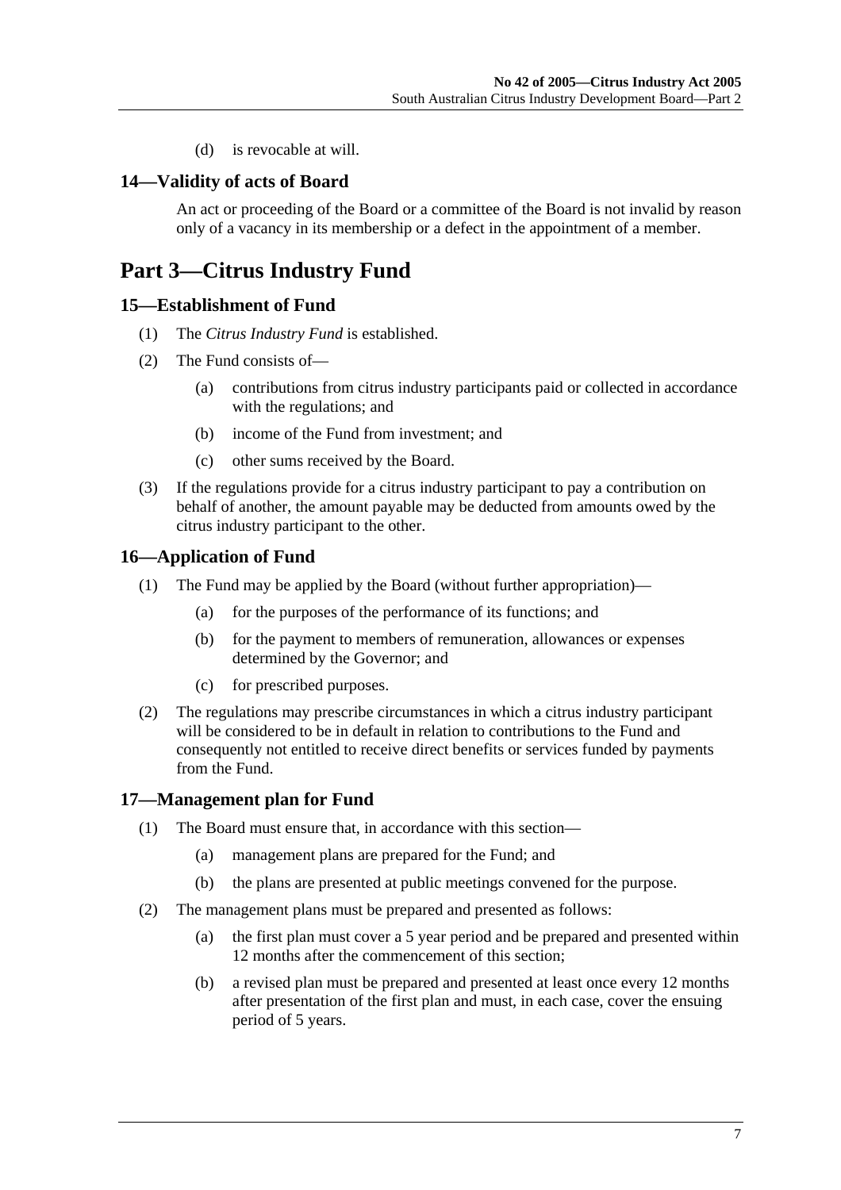(d) is revocable at will.

### 14—Validity of acts of Board

An act or proceeding of the Board or a committee of the Board is not invalid by reason only of a vacancy in its membership or a defect in the appointment of a member.

## Part 3—Citrus Industry Fund

### 15—Establishment of Fund

(1) The *Citrus Industry Fund* is established.

(2) The Fund consists of—

(a) contributions from citrus industry participants paid or collected in accordance with the regulations; and

(b) income of the Fund from investment; and

(c) other sums received by the Board.

(3) If the regulations provide for a citrus industry participant to pay a contribution on behalf of another, the amount payable may be deducted from amounts owed by the citrus industry participant to the other.

### 16—Application of Fund

(1) The Fund may be applied by the Board (without further appropriation)—

(a) for the purposes of the performance of its functions; and

(b) for the payment to members of remuneration, allowances or expenses determined by the Governor; and

(c) for prescribed purposes.

(2) The regulations may prescribe circumstances in which a citrus industry participant will be considered to be in default in relation to contributions to the Fund and consequently not entitled to receive direct benefits or services funded by payments from the Fund.

### 17—Management plan for Fund

(1) The Board must ensure that, in accordance with this section—

(a) management plans are prepared for the Fund; and

(b) the plans are presented at public meetings convened for the purpose.

(2) The management plans must be prepared and presented as follows:

(a) the first plan must cover a 5 year period and be prepared and presented within 12 months after the commencement of this section;

(b) a revised plan must be prepared and presented at least once every 12 months after presentation of the first plan and must, in each case, cover the ensuing period of 5 years.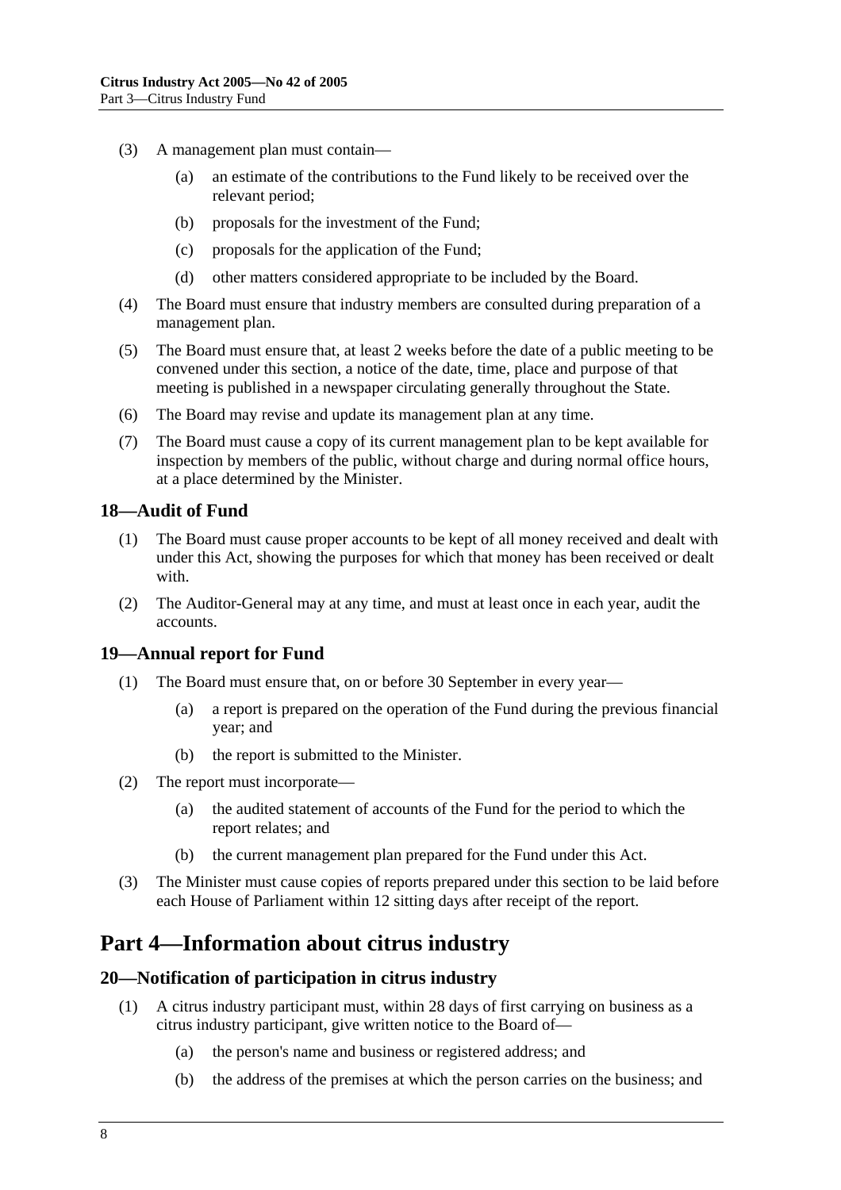(3) A management plan must contain—

(a) an estimate of the contributions to the Fund likely to be received over the relevant period;

(b) proposals for the investment of the Fund;

(c) proposals for the application of the Fund;

(d) other matters considered appropriate to be included by the Board.

(4) The Board must ensure that industry members are consulted during preparation of a management plan.

(5) The Board must ensure that, at least 2 weeks before the date of a public meeting to be convened under this section, a notice of the date, time, place and purpose of that meeting is published in a newspaper circulating generally throughout the State.

(6) The Board may revise and update its management plan at any time.

(7) The Board must cause a copy of its current management plan to be kept available for inspection by members of the public, without charge and during normal office hours, at a place determined by the Minister.

### 18—Audit of Fund

(1) The Board must cause proper accounts to be kept of all money received and dealt with under this Act, showing the purposes for which that money has been received or dealt with.

(2) The Auditor-General may at any time, and must at least once in each year, audit the accounts.

### 19—Annual report for Fund

(1) The Board must ensure that, on or before 30 September in every year—

(a) a report is prepared on the operation of the Fund during the previous financial year; and

(b) the report is submitted to the Minister.

(2) The report must incorporate—

(a) the audited statement of accounts of the Fund for the period to which the report relates; and

(b) the current management plan prepared for the Fund under this Act.

(3) The Minister must cause copies of reports prepared under this section to be laid before each House of Parliament within 12 sitting days after receipt of the report.

## Part 4—Information about citrus industry

### 20—Notification of participation in citrus industry

(1) A citrus industry participant must, within 28 days of first carrying on business as a citrus industry participant, give written notice to the Board of—

(a) the person's name and business or registered address; and

(b) the address of the premises at which the person carries on the business; and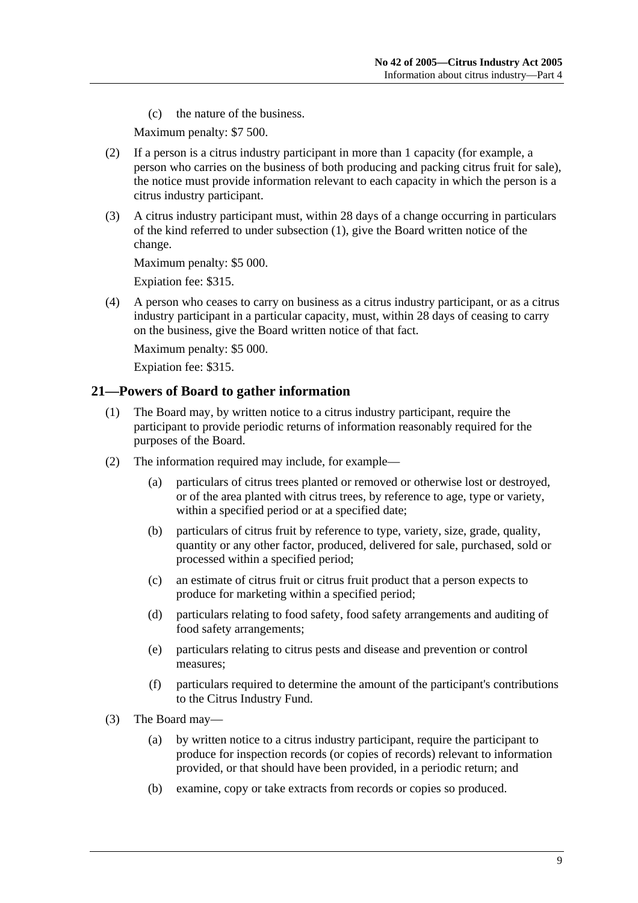(c) the nature of the business.

Maximum penalty: $7 500.

(2) If a person is a citrus industry participant in more than 1 capacity (for example, a person who carries on the business of both producing and packing citrus fruit for sale), the notice must provide information relevant to each capacity in which the person is a citrus industry participant.

(3) A citrus industry participant must, within 28 days of a change occurring in particulars of the kind referred to under subsection (1), give the Board written notice of the change.

Maximum penalty: $5 000.

Expiation fee: $315.

(4) A person who ceases to carry on business as a citrus industry participant, or as a citrus industry participant in a particular capacity, must, within 28 days of ceasing to carry on the business, give the Board written notice of that fact.

Maximum penalty: $5 000.

Expiation fee: $315.

## 21—Powers of Board to gather information

(1) The Board may, by written notice to a citrus industry participant, require the participant to provide periodic returns of information reasonably required for the purposes of the Board.

(2) The information required may include, for example—

(a) particulars of citrus trees planted or removed or otherwise lost or destroyed, or of the area planted with citrus trees, by reference to age, type or variety, within a specified period or at a specified date;

(b) particulars of citrus fruit by reference to type, variety, size, grade, quality, quantity or any other factor, produced, delivered for sale, purchased, sold or processed within a specified period;

(c) an estimate of citrus fruit or citrus fruit product that a person expects to produce for marketing within a specified period;

(d) particulars relating to food safety, food safety arrangements and auditing of food safety arrangements;

(e) particulars relating to citrus pests and disease and prevention or control measures;

(f) particulars required to determine the amount of the participant's contributions to the Citrus Industry Fund.

(3) The Board may—

(a) by written notice to a citrus industry participant, require the participant to produce for inspection records (or copies of records) relevant to information provided, or that should have been provided, in a periodic return; and

(b) examine, copy or take extracts from records or copies so produced.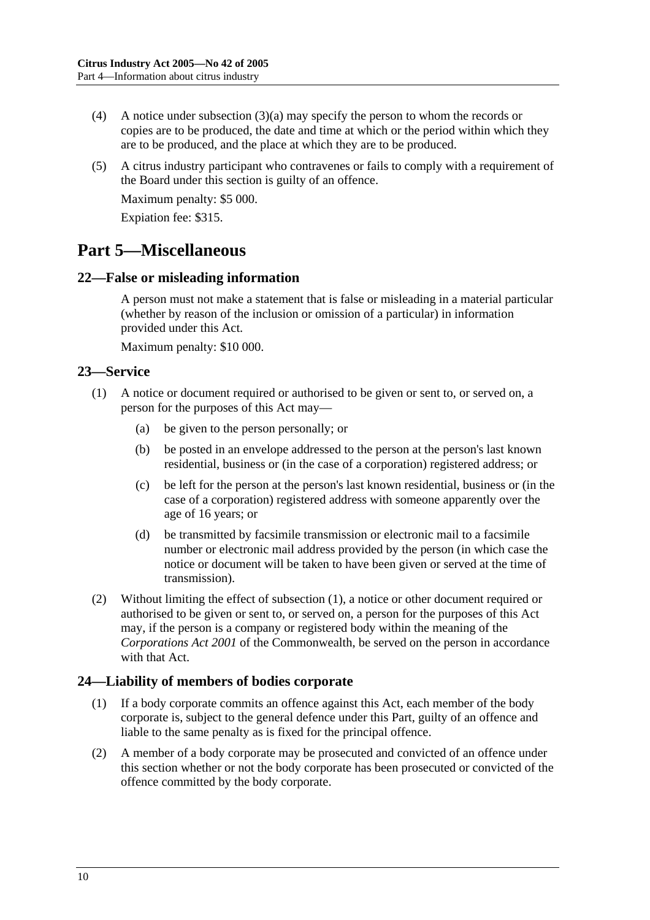(4) A notice under subsection (3)(a) may specify the person to whom the records or copies are to be produced, the date and time at which or the period within which they are to be produced, and the place at which they are to be produced.

(5) A citrus industry participant who contravenes or fails to comply with a requirement of the Board under this section is guilty of an offence.

Maximum penalty: $5 000.

Expiation fee: $315.

# Part 5—Miscellaneous

## 22—False or misleading information

A person must not make a statement that is false or misleading in a material particular (whether by reason of the inclusion or omission of a particular) in information provided under this Act.

Maximum penalty: $10 000.

## 23—Service

(1) A notice or document required or authorised to be given or sent to, or served on, a person for the purposes of this Act may—

(a) be given to the person personally; or

(b) be posted in an envelope addressed to the person at the person's last known residential, business or (in the case of a corporation) registered address; or

(c) be left for the person at the person's last known residential, business or (in the case of a corporation) registered address with someone apparently over the age of 16 years; or

(d) be transmitted by facsimile transmission or electronic mail to a facsimile number or electronic mail address provided by the person (in which case the notice or document will be taken to have been given or served at the time of transmission).

(2) Without limiting the effect of subsection (1), a notice or other document required or authorised to be given or sent to, or served on, a person for the purposes of this Act may, if the person is a company or registered body within the meaning of the *Corporations Act 2001* of the Commonwealth, be served on the person in accordance with that Act.

## 24—Liability of members of bodies corporate

(1) If a body corporate commits an offence against this Act, each member of the body corporate is, subject to the general defence under this Part, guilty of an offence and liable to the same penalty as is fixed for the principal offence.

(2) A member of a body corporate may be prosecuted and convicted of an offence under this section whether or not the body corporate has been prosecuted or convicted of the offence committed by the body corporate.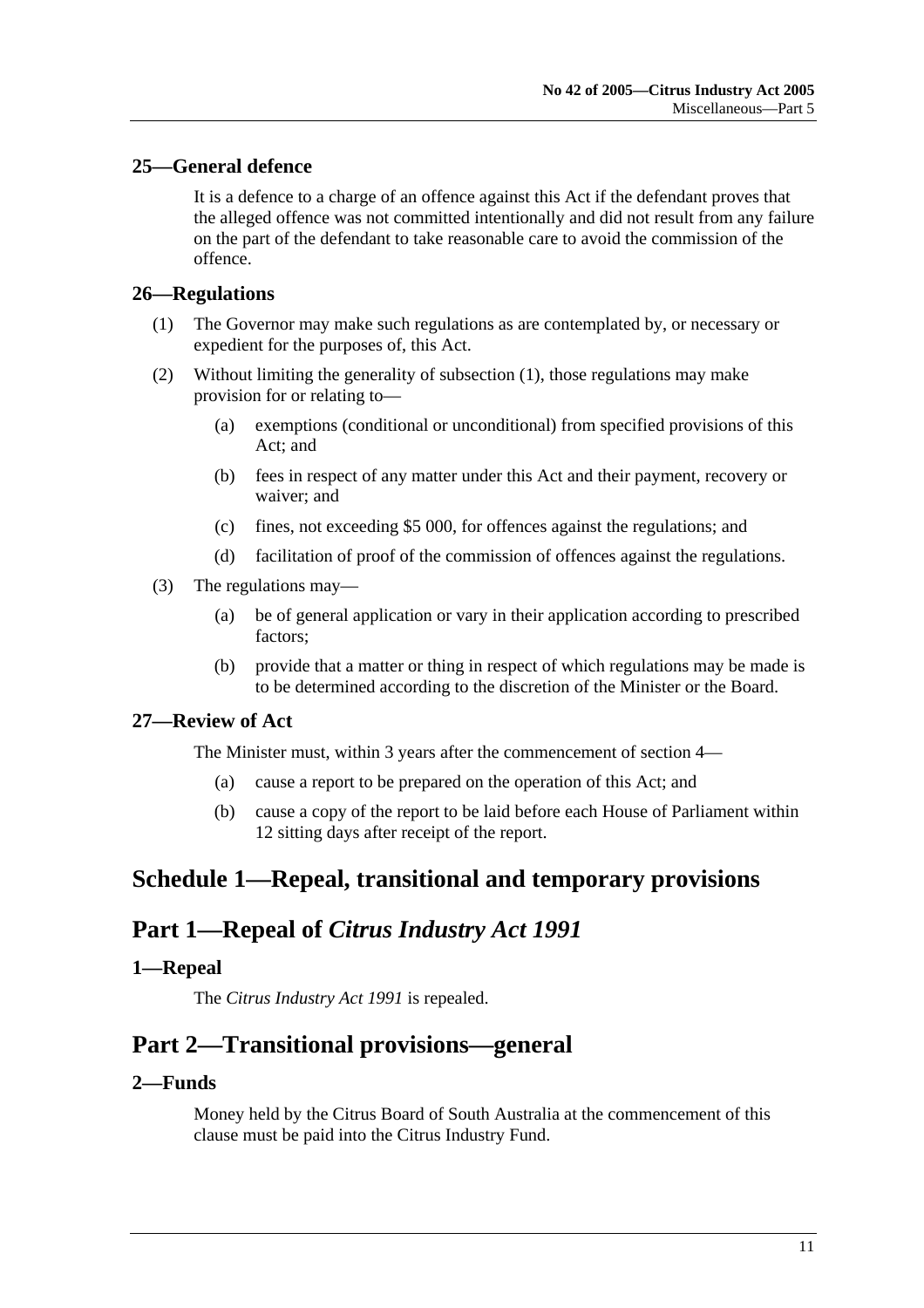### 25—General defence

It is a defence to a charge of an offence against this Act if the defendant proves that the alleged offence was not committed intentionally and did not result from any failure on the part of the defendant to take reasonable care to avoid the commission of the offence.

### 26—Regulations

(1) The Governor may make such regulations as are contemplated by, or necessary or expedient for the purposes of, this Act.

(2) Without limiting the generality of subsection (1), those regulations may make provision for or relating to—

- (a) exemptions (conditional or unconditional) from specified provisions of this Act; and
- (b) fees in respect of any matter under this Act and their payment, recovery or waiver; and
- (c) fines, not exceeding $5 000, for offences against the regulations; and
- (d) facilitation of proof of the commission of offences against the regulations.

(3) The regulations may—

- (a) be of general application or vary in their application according to prescribed factors;
- (b) provide that a matter or thing in respect of which regulations may be made is to be determined according to the discretion of the Minister or the Board.

### 27—Review of Act

The Minister must, within 3 years after the commencement of section 4—

- (a) cause a report to be prepared on the operation of this Act; and
- (b) cause a copy of the report to be laid before each House of Parliament within 12 sitting days after receipt of the report.

# Schedule 1—Repeal, transitional and temporary provisions

## Part 1—Repeal of *Citrus Industry Act 1991*

### 1—Repeal

The *Citrus Industry Act 1991* is repealed.

## Part 2—Transitional provisions—general

### 2—Funds

Money held by the Citrus Board of South Australia at the commencement of this clause must be paid into the Citrus Industry Fund.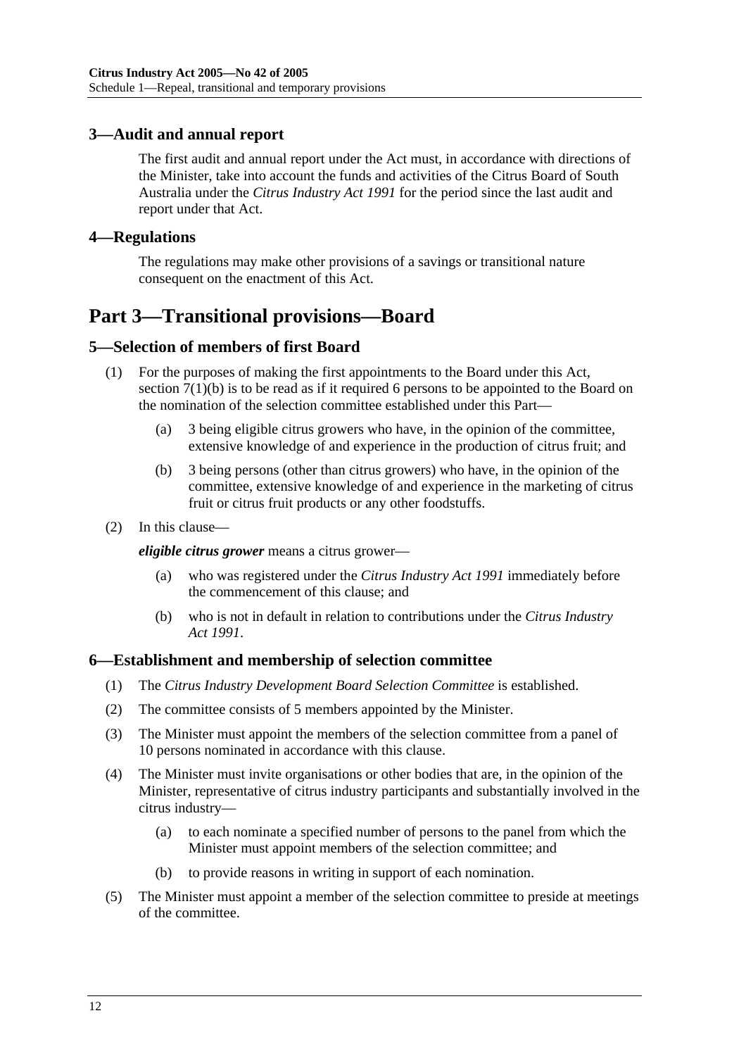### 3—Audit and annual report

The first audit and annual report under the Act must, in accordance with directions of the Minister, take into account the funds and activities of the Citrus Board of South Australia under the *Citrus Industry Act 1991* for the period since the last audit and report under that Act.

### 4—Regulations

The regulations may make other provisions of a savings or transitional nature consequent on the enactment of this Act.

## Part 3—Transitional provisions—Board

### 5—Selection of members of first Board

(1) For the purposes of making the first appointments to the Board under this Act, section 7(1)(b) is to be read as if it required 6 persons to be appointed to the Board on the nomination of the selection committee established under this Part—

- (a) 3 being eligible citrus growers who have, in the opinion of the committee, extensive knowledge of and experience in the production of citrus fruit; and
- (b) 3 being persons (other than citrus growers) who have, in the opinion of the committee, extensive knowledge of and experience in the marketing of citrus fruit or citrus fruit products or any other foodstuffs.

(2) In this clause—

***eligible citrus grower*** means a citrus grower—

- (a) who was registered under the *Citrus Industry Act 1991* immediately before the commencement of this clause; and
- (b) who is not in default in relation to contributions under the *Citrus Industry Act 1991*.

### 6—Establishment and membership of selection committee

(1) The *Citrus Industry Development Board Selection Committee* is established.

(2) The committee consists of 5 members appointed by the Minister.

(3) The Minister must appoint the members of the selection committee from a panel of 10 persons nominated in accordance with this clause.

(4) The Minister must invite organisations or other bodies that are, in the opinion of the Minister, representative of citrus industry participants and substantially involved in the citrus industry—

- (a) to each nominate a specified number of persons to the panel from which the Minister must appoint members of the selection committee; and
- (b) to provide reasons in writing in support of each nomination.

(5) The Minister must appoint a member of the selection committee to preside at meetings of the committee.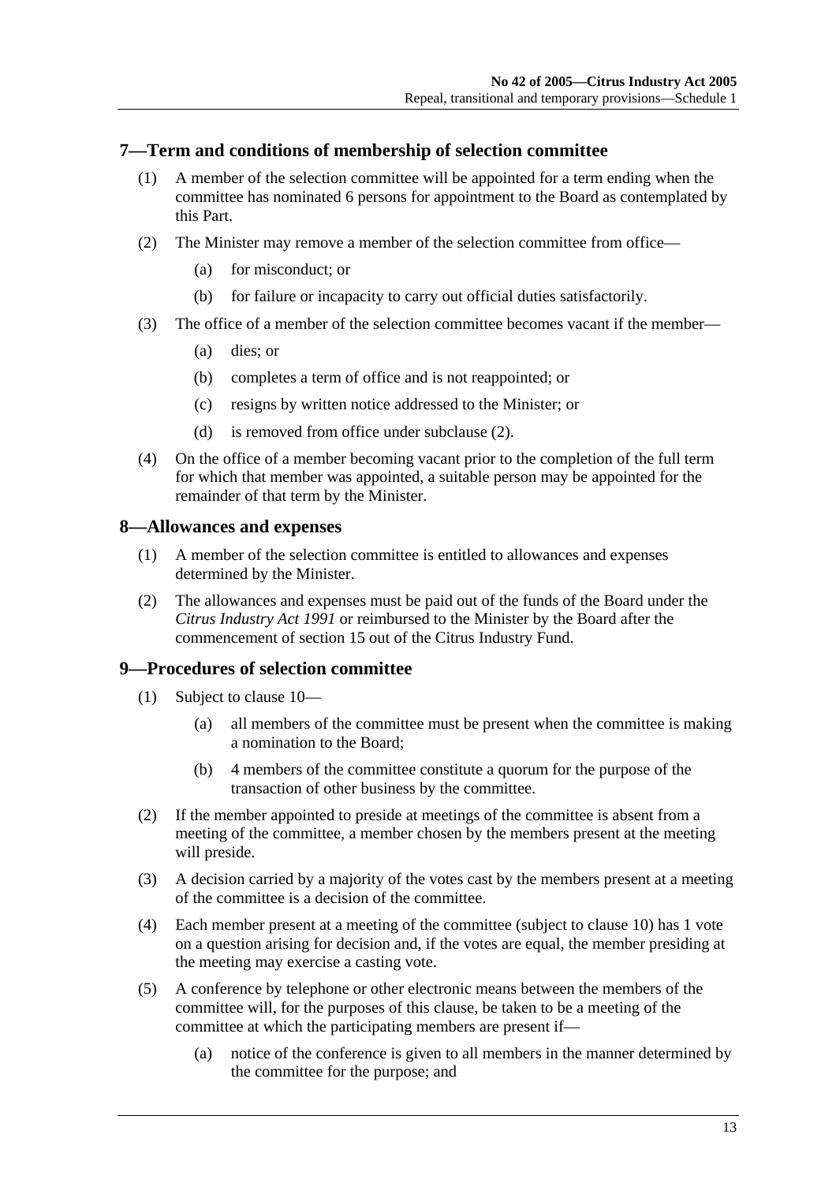## 7—Term and conditions of membership of selection committee

(1) A member of the selection committee will be appointed for a term ending when the committee has nominated 6 persons for appointment to the Board as contemplated by this Part.

(2) The Minister may remove a member of the selection committee from office—

(a) for misconduct; or

(b) for failure or incapacity to carry out official duties satisfactorily.

(3) The office of a member of the selection committee becomes vacant if the member—

(a) dies; or

(b) completes a term of office and is not reappointed; or

(c) resigns by written notice addressed to the Minister; or

(d) is removed from office under subclause (2).

(4) On the office of a member becoming vacant prior to the completion of the full term for which that member was appointed, a suitable person may be appointed for the remainder of that term by the Minister.

## 8—Allowances and expenses

(1) A member of the selection committee is entitled to allowances and expenses determined by the Minister.

(2) The allowances and expenses must be paid out of the funds of the Board under the *Citrus Industry Act 1991* or reimbursed to the Minister by the Board after the commencement of section 15 out of the Citrus Industry Fund.

## 9—Procedures of selection committee

(1) Subject to clause 10—

(a) all members of the committee must be present when the committee is making a nomination to the Board;

(b) 4 members of the committee constitute a quorum for the purpose of the transaction of other business by the committee.

(2) If the member appointed to preside at meetings of the committee is absent from a meeting of the committee, a member chosen by the members present at the meeting will preside.

(3) A decision carried by a majority of the votes cast by the members present at a meeting of the committee is a decision of the committee.

(4) Each member present at a meeting of the committee (subject to clause 10) has 1 vote on a question arising for decision and, if the votes are equal, the member presiding at the meeting may exercise a casting vote.

(5) A conference by telephone or other electronic means between the members of the committee will, for the purposes of this clause, be taken to be a meeting of the committee at which the participating members are present if—

(a) notice of the conference is given to all members in the manner determined by the committee for the purpose; and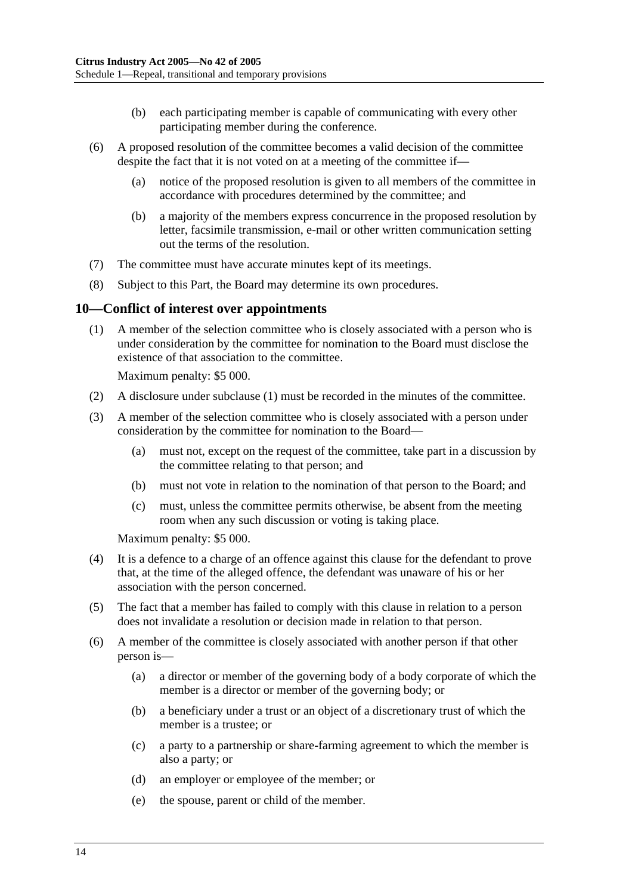(b) each participating member is capable of communicating with every other participating member during the conference.

(6) A proposed resolution of the committee becomes a valid decision of the committee despite the fact that it is not voted on at a meeting of the committee if—

(a) notice of the proposed resolution is given to all members of the committee in accordance with procedures determined by the committee; and

(b) a majority of the members express concurrence in the proposed resolution by letter, facsimile transmission, e-mail or other written communication setting out the terms of the resolution.

(7) The committee must have accurate minutes kept of its meetings.

(8) Subject to this Part, the Board may determine its own procedures.

## 10—Conflict of interest over appointments

(1) A member of the selection committee who is closely associated with a person who is under consideration by the committee for nomination to the Board must disclose the existence of that association to the committee.

Maximum penalty: $5 000.

(2) A disclosure under subclause (1) must be recorded in the minutes of the committee.

(3) A member of the selection committee who is closely associated with a person under consideration by the committee for nomination to the Board—

(a) must not, except on the request of the committee, take part in a discussion by the committee relating to that person; and

(b) must not vote in relation to the nomination of that person to the Board; and

(c) must, unless the committee permits otherwise, be absent from the meeting room when any such discussion or voting is taking place.

Maximum penalty: $5 000.

(4) It is a defence to a charge of an offence against this clause for the defendant to prove that, at the time of the alleged offence, the defendant was unaware of his or her association with the person concerned.

(5) The fact that a member has failed to comply with this clause in relation to a person does not invalidate a resolution or decision made in relation to that person.

(6) A member of the committee is closely associated with another person if that other person is—

(a) a director or member of the governing body of a body corporate of which the member is a director or member of the governing body; or

(b) a beneficiary under a trust or an object of a discretionary trust of which the member is a trustee; or

(c) a party to a partnership or share-farming agreement to which the member is also a party; or

(d) an employer or employee of the member; or

(e) the spouse, parent or child of the member.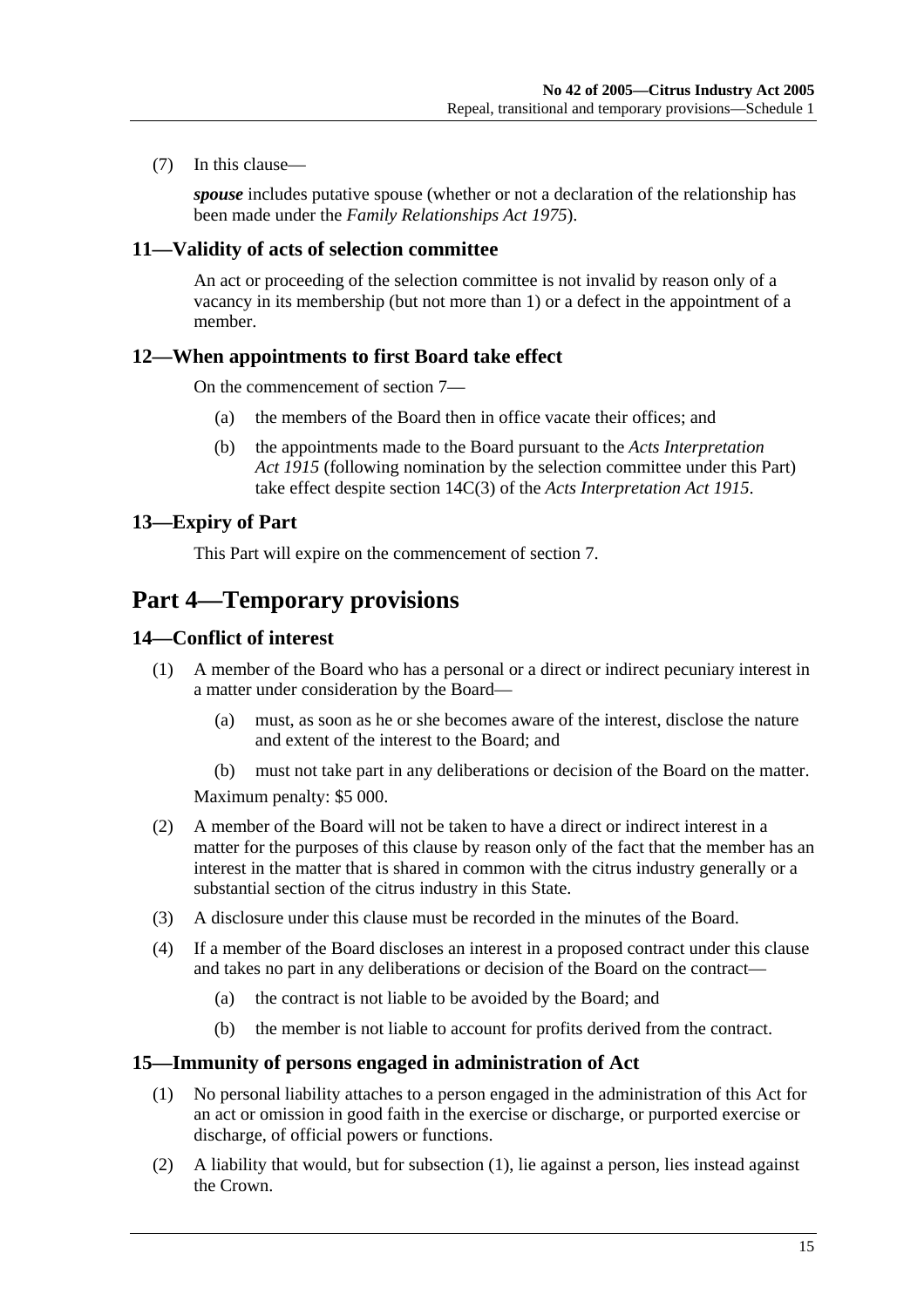(7) In this clause—

***spouse*** includes putative spouse (whether or not a declaration of the relationship has been made under the *Family Relationships Act 1975*).

### 11—Validity of acts of selection committee

An act or proceeding of the selection committee is not invalid by reason only of a vacancy in its membership (but not more than 1) or a defect in the appointment of a member.

### 12—When appointments to first Board take effect

On the commencement of section 7—

(a) the members of the Board then in office vacate their offices; and

(b) the appointments made to the Board pursuant to the *Acts Interpretation Act 1915* (following nomination by the selection committee under this Part) take effect despite section 14C(3) of the *Acts Interpretation Act 1915*.

### 13—Expiry of Part

This Part will expire on the commencement of section 7.

## Part 4—Temporary provisions

### 14—Conflict of interest

(1) A member of the Board who has a personal or a direct or indirect pecuniary interest in a matter under consideration by the Board—

(a) must, as soon as he or she becomes aware of the interest, disclose the nature and extent of the interest to the Board; and

(b) must not take part in any deliberations or decision of the Board on the matter.

Maximum penalty: $5 000.

(2) A member of the Board will not be taken to have a direct or indirect interest in a matter for the purposes of this clause by reason only of the fact that the member has an interest in the matter that is shared in common with the citrus industry generally or a substantial section of the citrus industry in this State.

(3) A disclosure under this clause must be recorded in the minutes of the Board.

(4) If a member of the Board discloses an interest in a proposed contract under this clause and takes no part in any deliberations or decision of the Board on the contract—

(a) the contract is not liable to be avoided by the Board; and

(b) the member is not liable to account for profits derived from the contract.

### 15—Immunity of persons engaged in administration of Act

(1) No personal liability attaches to a person engaged in the administration of this Act for an act or omission in good faith in the exercise or discharge, or purported exercise or discharge, of official powers or functions.

(2) A liability that would, but for subsection (1), lie against a person, lies instead against the Crown.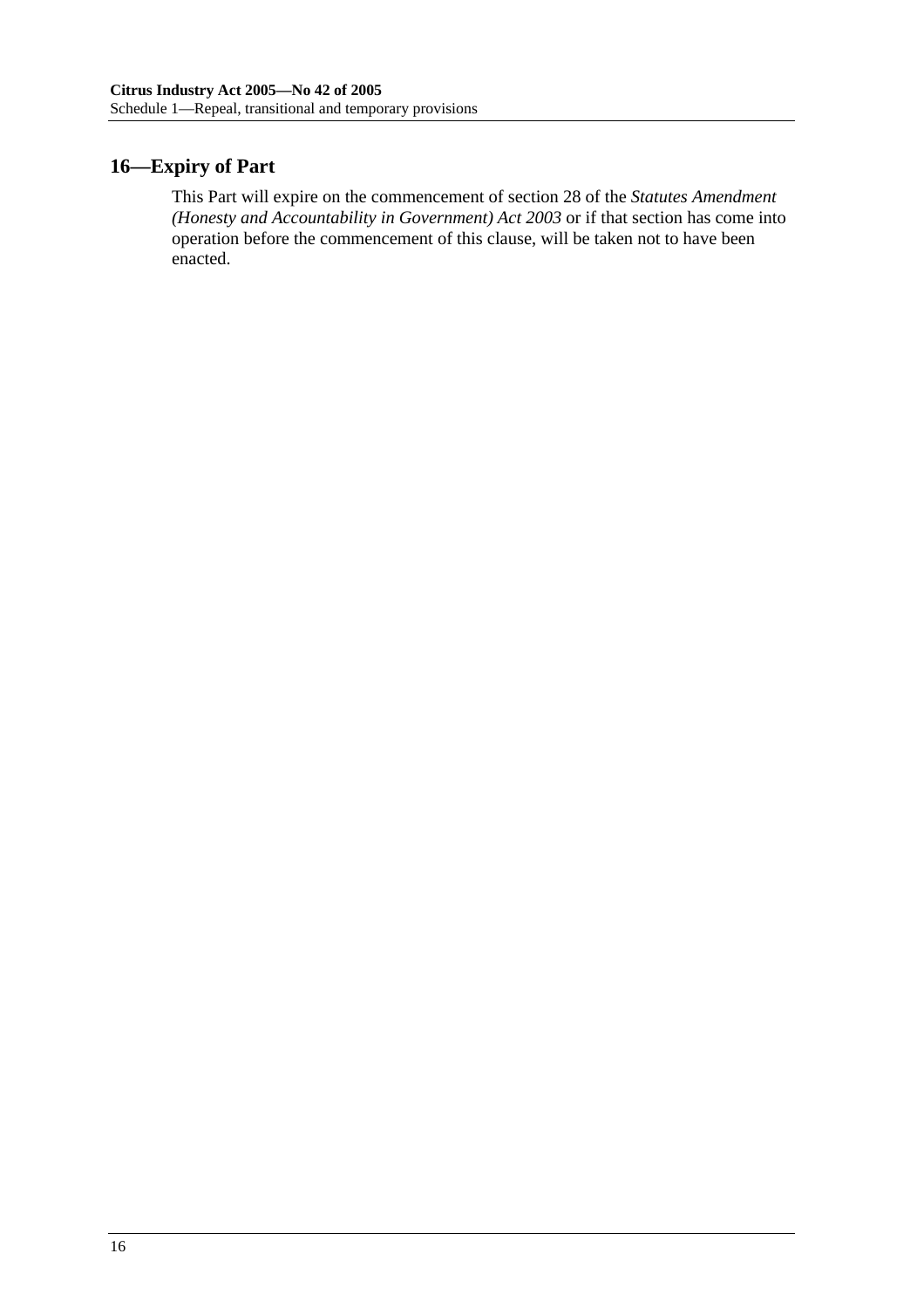## 16—Expiry of Part

This Part will expire on the commencement of section 28 of the *Statutes Amendment (Honesty and Accountability in Government) Act 2003* or if that section has come into operation before the commencement of this clause, will be taken not to have been enacted.